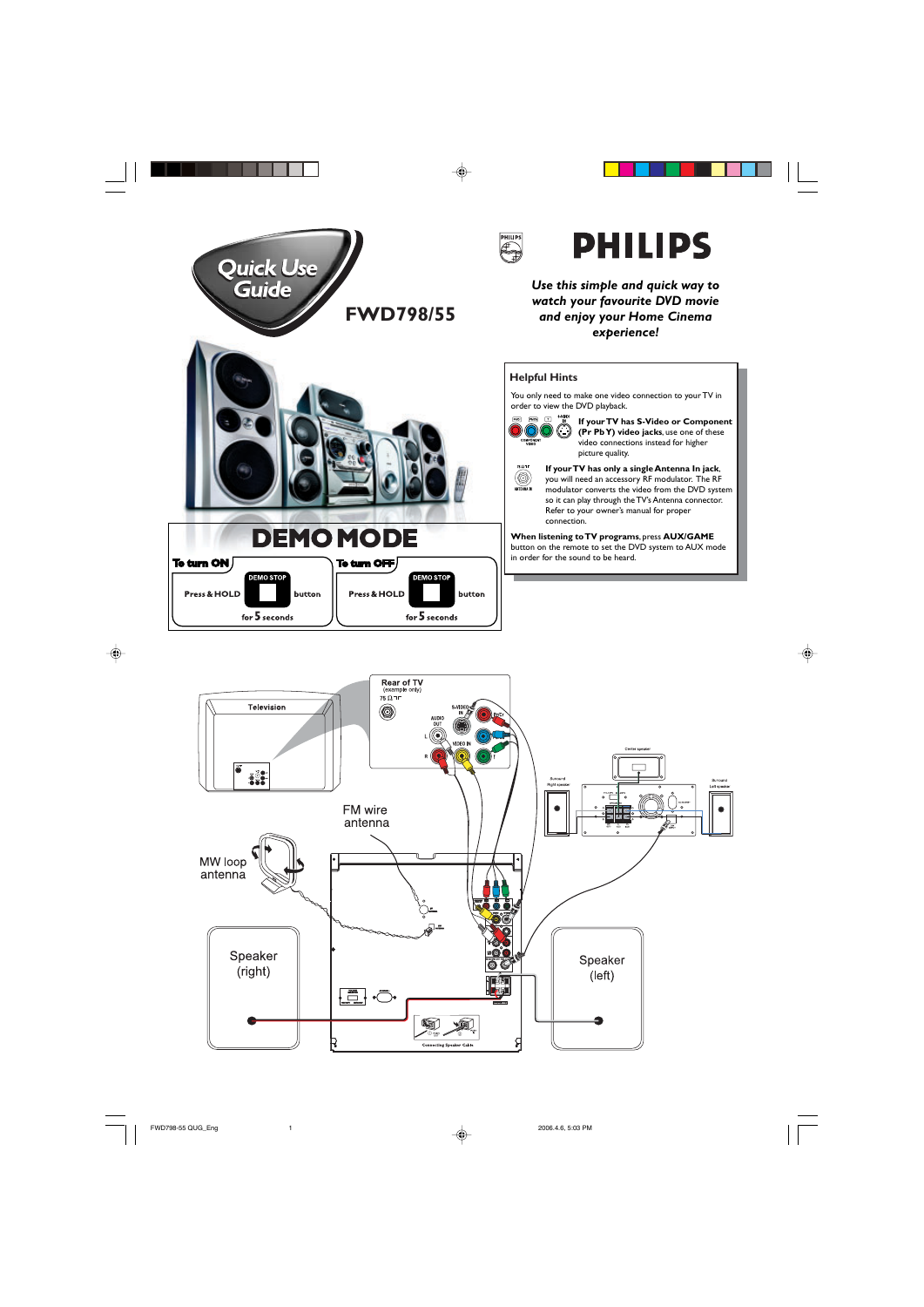# Quick Use Guide

## FWD798/55

# PHILIPS

*Use this simple and quick way to watch your favourite DVD movie and enjoy your Home Cinema experience!*

## DEMO MODE

| To turn ON | To turn OFF |
|---|---|
| Press & HOLD **DEMO STOP** button for **5** seconds | Press & HOLD **DEMO STOP** button for **5** seconds |

### Helpful Hints

You only need to make one video connection to your TV in order to view the DVD playback.

**If your TV has S-Video or Component (Pr Pb Y) video jacks**, use one of these video connections instead for higher picture quality.

**If your TV has only a single Antenna In jack**, you will need an accessory RF modulator. The RF modulator converts the video from the DVD system so it can play through the TV's Antenna connector. Refer to your owner's manual for proper connection.

**When listening to TV programs**, press **AUX/GAME** button on the remote to set the DVD system to AUX mode in order for the sound to be heard.

Television

Rear of TV (example only)

FM wire antenna

MW loop antenna

Speaker (right)

Speaker (left)

Center speaker

Surround Right speaker

Surround Left speaker

Connecting Speaker Cable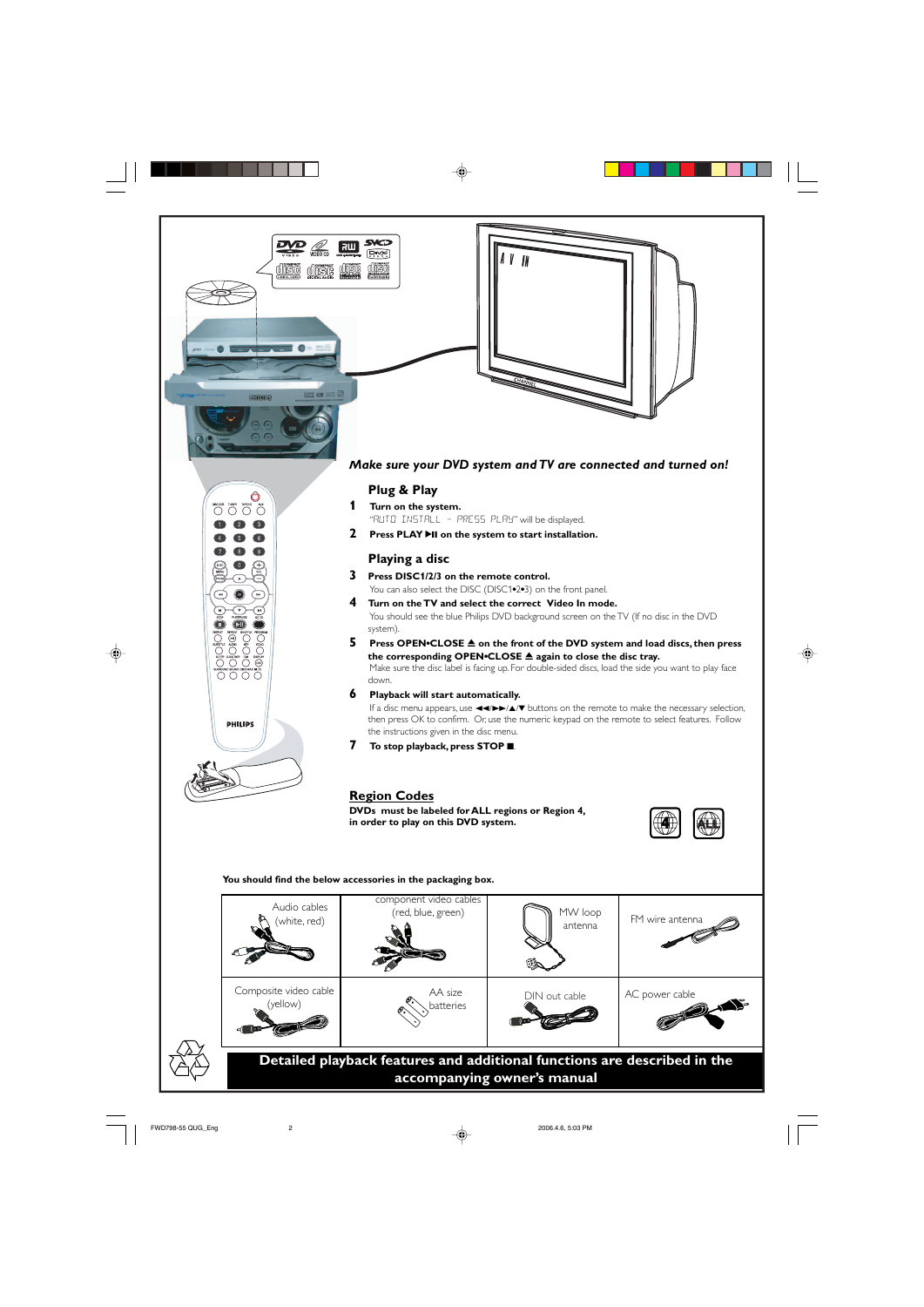*Make sure your DVD system and TV are connected and turned on!*

### Plug & Play

**1 Turn on the system.**
"AUTO INSTALL – PRESS PLAY" will be displayed.

**2 Press PLAY ▶II on the system to start installation.**

### Playing a disc

**3 Press DISC1/2/3 on the remote control.**
You can also select the DISC (DISC1•2•3) on the front panel.

**4 Turn on the TV and select the correct Video In mode.**
You should see the blue Philips DVD background screen on the TV (If no disc in the DVD system).

**5 Press OPEN•CLOSE ⏏ on the front of the DVD system and load discs, then press the corresponding OPEN•CLOSE ⏏ again to close the disc tray.**
Make sure the disc label is facing up. For double-sided discs, load the side you want to play face down.

**6 Playback will start automatically.**
If a disc menu appears, use ◀◀/▶▶/▲/▼ buttons on the remote to make the necessary selection, then press OK to confirm. Or, use the numeric keypad on the remote to select features. Follow the instructions given in the disc menu.

**7 To stop playback, press STOP ■.**

## Region Codes

**DVDs must be labeled for ALL regions or Region 4, in order to play on this DVD system.**

**You should find the below accessories in the packaging box.**

| | | | |
|---|---|---|---|
| Audio cables (white, red) | component video cables (red, blue, green) | MW loop antenna | FM wire antenna |
| Composite video cable (yellow) | AA size batteries | DIN out cable | AC power cable |

**Detailed playback features and additional functions are described in the accompanying owner's manual**